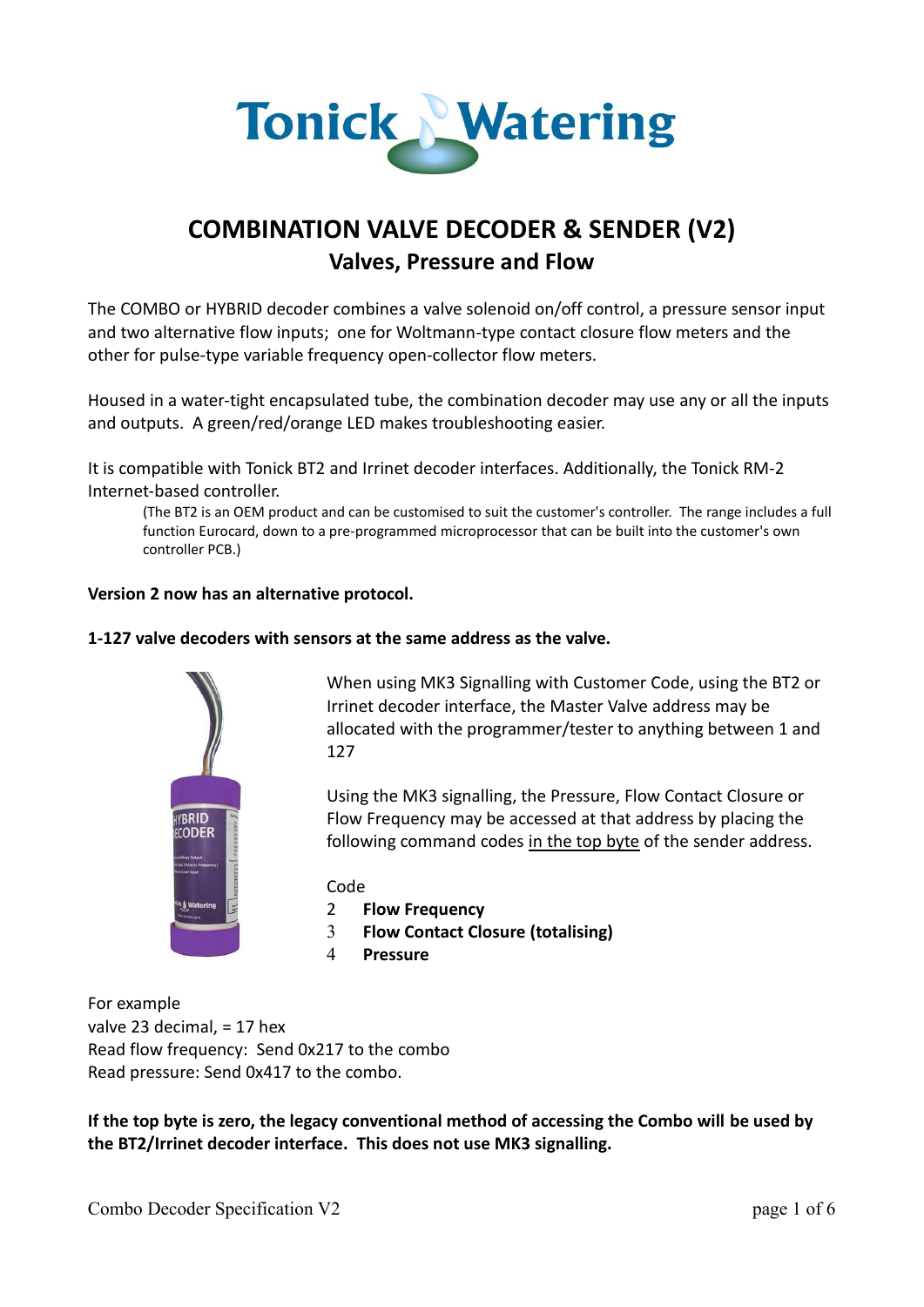# Tonick Watering

## COMBINATION VALVE DECODER & SENDER (V2)

### Valves, Pressure and Flow

The COMBO or HYBRID decoder combines a valve solenoid on/off control, a pressure sensor input and two alternative flow inputs; one for Woltmann-type contact closure flow meters and the other for pulse-type variable frequency open-collector flow meters.

Housed in a water-tight encapsulated tube, the combination decoder may use any or all the inputs and outputs. A green/red/orange LED makes troubleshooting easier.

It is compatible with Tonick BT2 and Irrinet decoder interfaces. Additionally, the Tonick RM-2 Internet-based controller.

> (The BT2 is an OEM product and can be customised to suit the customer's controller. The range includes a full function Eurocard, down to a pre-programmed microprocessor that can be built into the customer's own controller PCB.)

**Version 2 now has an alternative protocol.**

**1-127 valve decoders with sensors at the same address as the valve.**

When using MK3 Signalling with Customer Code, using the BT2 or Irrinet decoder interface, the Master Valve address may be allocated with the programmer/tester to anything between 1 and 127

Using the MK3 signalling, the Pressure, Flow Contact Closure or Flow Frequency may be accessed at that address by placing the following command codes <u>in the top byte</u> of the sender address.

Code

2 **Flow Frequency**
3 **Flow Contact Closure (totalising)**
4 **Pressure**

For example
valve 23 decimal, = 17 hex
Read flow frequency: Send 0x217 to the combo
Read pressure: Send 0x417 to the combo.

**If the top byte is zero, the legacy conventional method of accessing the Combo will be used by the BT2/Irrinet decoder interface. This does not use MK3 signalling.**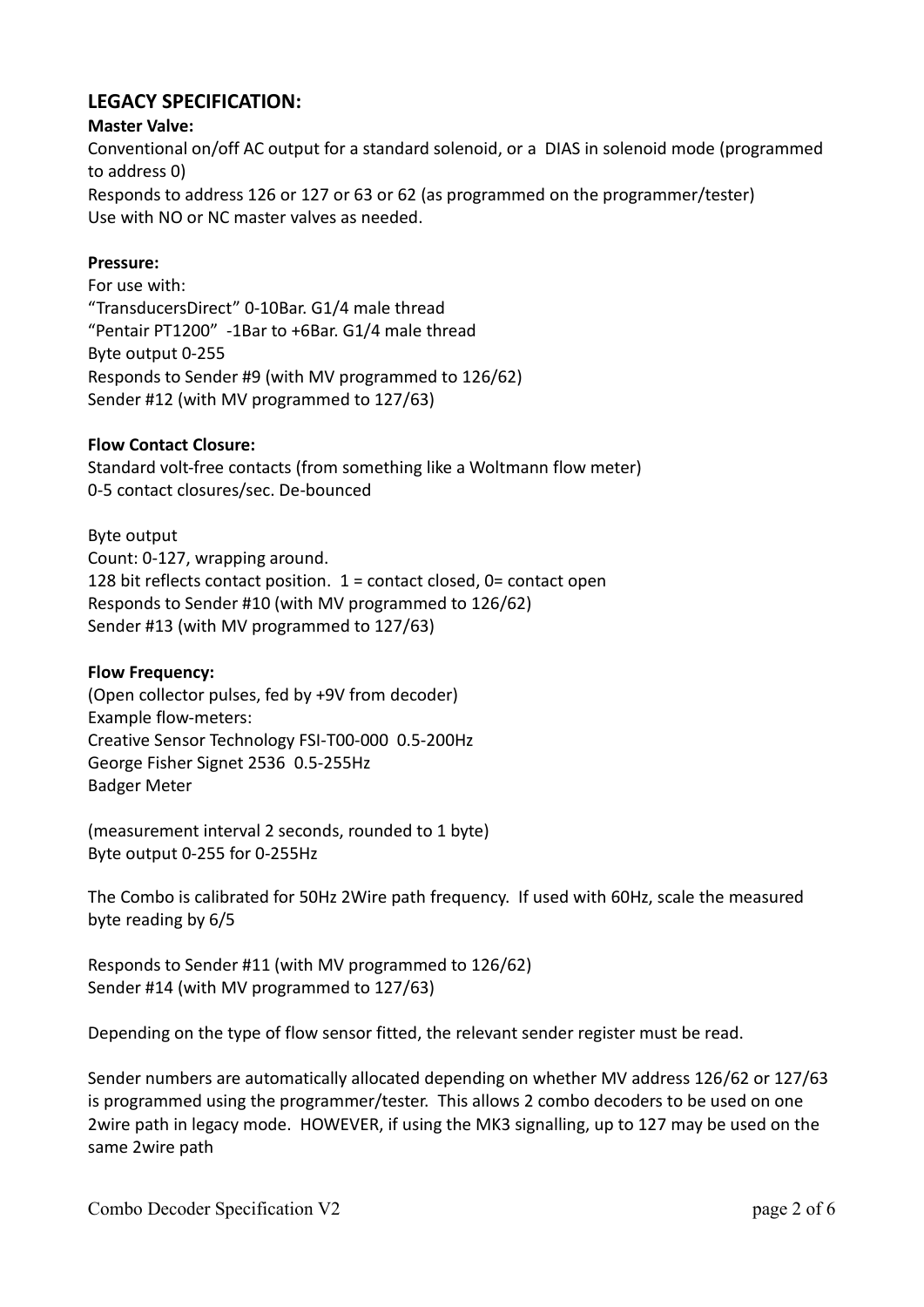## LEGACY SPECIFICATION:

**Master Valve:**

Conventional on/off AC output for a standard solenoid, or a DIAS in solenoid mode (programmed to address 0)
Responds to address 126 or 127 or 63 or 62 (as programmed on the programmer/tester)
Use with NO or NC master valves as needed.

**Pressure:**

For use with:
"TransducersDirect" 0-10Bar. G1/4 male thread
"Pentair PT1200" -1Bar to +6Bar. G1/4 male thread
Byte output 0-255
Responds to Sender #9 (with MV programmed to 126/62)
Sender #12 (with MV programmed to 127/63)

**Flow Contact Closure:**

Standard volt-free contacts (from something like a Woltmann flow meter)
0-5 contact closures/sec. De-bounced

Byte output
Count: 0-127, wrapping around.
128 bit reflects contact position. 1 = contact closed, 0= contact open
Responds to Sender #10 (with MV programmed to 126/62)
Sender #13 (with MV programmed to 127/63)

**Flow Frequency:**

(Open collector pulses, fed by +9V from decoder)
Example flow-meters:
Creative Sensor Technology FSI-T00-000 0.5-200Hz
George Fisher Signet 2536 0.5-255Hz
Badger Meter

(measurement interval 2 seconds, rounded to 1 byte)
Byte output 0-255 for 0-255Hz

The Combo is calibrated for 50Hz 2Wire path frequency. If used with 60Hz, scale the measured byte reading by 6/5

Responds to Sender #11 (with MV programmed to 126/62)
Sender #14 (with MV programmed to 127/63)

Depending on the type of flow sensor fitted, the relevant sender register must be read.

Sender numbers are automatically allocated depending on whether MV address 126/62 or 127/63 is programmed using the programmer/tester. This allows 2 combo decoders to be used on one 2wire path in legacy mode. HOWEVER, if using the MK3 signalling, up to 127 may be used on the same 2wire path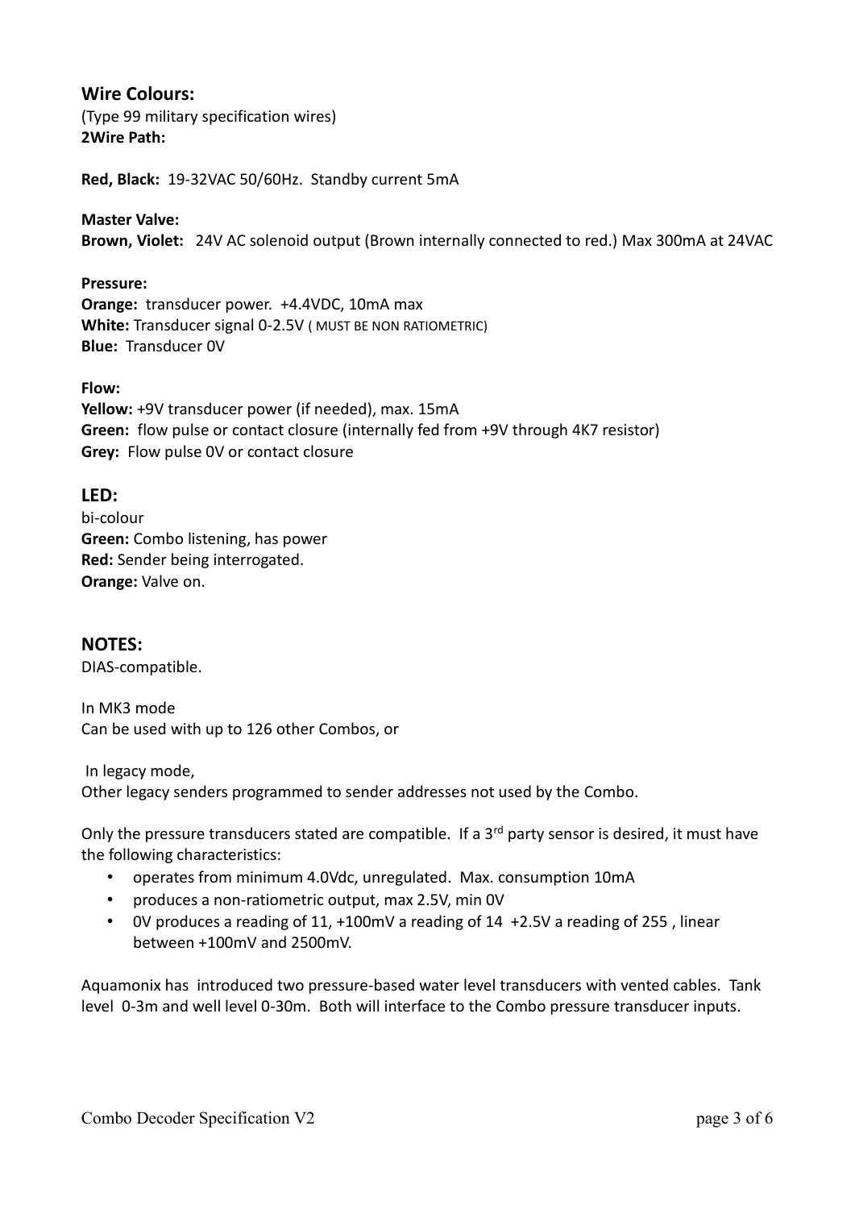## Wire Colours:

(Type 99 military specification wires)
**2Wire Path:**

**Red, Black:** 19-32VAC 50/60Hz. Standby current 5mA

**Master Valve:**
**Brown, Violet:** 24V AC solenoid output (Brown internally connected to red.) Max 300mA at 24VAC

**Pressure:**
**Orange:** transducer power. +4.4VDC, 10mA max
**White:** Transducer signal 0-2.5V ( MUST BE NON RATIOMETRIC)
**Blue:** Transducer 0V

**Flow:**
**Yellow:** +9V transducer power (if needed), max. 15mA
**Green:** flow pulse or contact closure (internally fed from +9V through 4K7 resistor)
**Grey:** Flow pulse 0V or contact closure

## LED:

bi-colour
**Green:** Combo listening, has power
**Red:** Sender being interrogated.
**Orange:** Valve on.

## NOTES:

DIAS-compatible.

In MK3 mode
Can be used with up to 126 other Combos, or

In legacy mode,
Other legacy senders programmed to sender addresses not used by the Combo.

Only the pressure transducers stated are compatible. If a 3rd party sensor is desired, it must have the following characteristics:

- operates from minimum 4.0Vdc, unregulated. Max. consumption 10mA
- produces a non-ratiometric output, max 2.5V, min 0V
- 0V produces a reading of 11, +100mV a reading of 14 +2.5V a reading of 255 , linear between +100mV and 2500mV.

Aquamonix has introduced two pressure-based water level transducers with vented cables. Tank level 0-3m and well level 0-30m. Both will interface to the Combo pressure transducer inputs.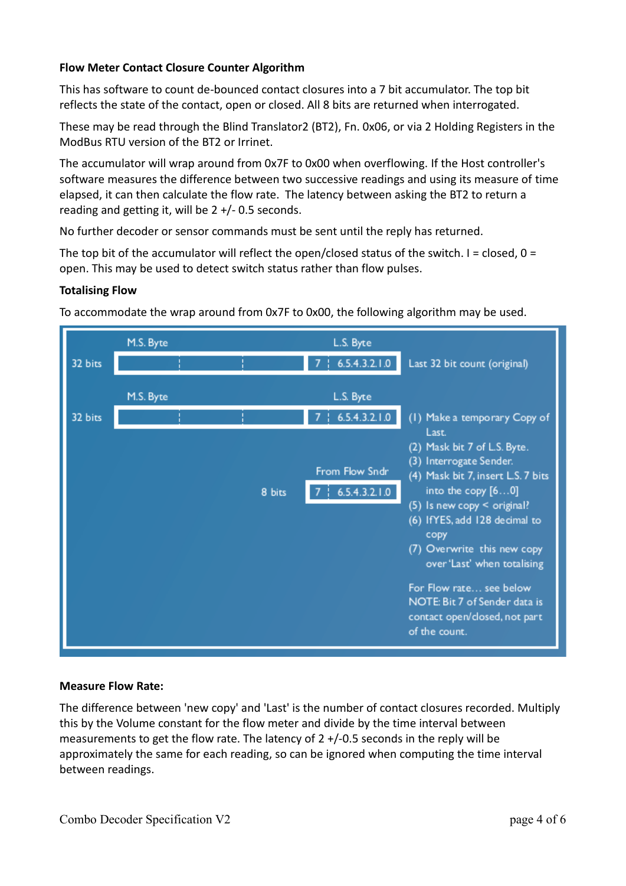**Flow Meter Contact Closure Counter Algorithm**

This has software to count de-bounced contact closures into a 7 bit accumulator. The top bit reflects the state of the contact, open or closed. All 8 bits are returned when interrogated.

These may be read through the Blind Translator2 (BT2), Fn. 0x06, or via 2 Holding Registers in the ModBus RTU version of the BT2 or Irrinet.

The accumulator will wrap around from 0x7F to 0x00 when overflowing. If the Host controller's software measures the difference between two successive readings and using its measure of time elapsed, it can then calculate the flow rate. The latency between asking the BT2 to return a reading and getting it, will be 2 +/- 0.5 seconds.

No further decoder or sensor commands must be sent until the reply has returned.

The top bit of the accumulator will reflect the open/closed status of the switch. I = closed, 0 = open. This may be used to detect switch status rather than flow pulses.

**Totalising Flow**

To accommodate the wrap around from 0x7F to 0x00, the following algorithm may be used.

| | M.S. Byte | | | L.S. Byte | |
|---|---|---|---|---|---|
| 32 bits | | | | 7 ¦ 6.5.4.3.2.1.0 | Last 32 bit count (original) |
| | M.S. Byte | | | L.S. Byte | |
| 32 bits | | | | 7 ¦ 6.5.4.3.2.1.0 | (1) Make a temporary Copy of Last. |
| | | | | From Flow Sndr | (2) Mask bit 7 of L.S. Byte. (3) Interrogate Sender. |
| | | | 8 bits | 7 ¦ 6.5.4.3.2.1.0 | (4) Mask bit 7, insert L.S. 7 bits into the copy [6…0] |

(5) Is new copy < original?
(6) IfYES, add 128 decimal to copy
(7) Overwrite this new copy over 'Last' when totalising

For Flow rate… see below
NOTE: Bit 7 of Sender data is contact open/closed, not part of the count.

**Measure Flow Rate:**

The difference between 'new copy' and 'Last' is the number of contact closures recorded. Multiply this by the Volume constant for the flow meter and divide by the time interval between measurements to get the flow rate. The latency of 2 +/-0.5 seconds in the reply will be approximately the same for each reading, so can be ignored when computing the time interval between readings.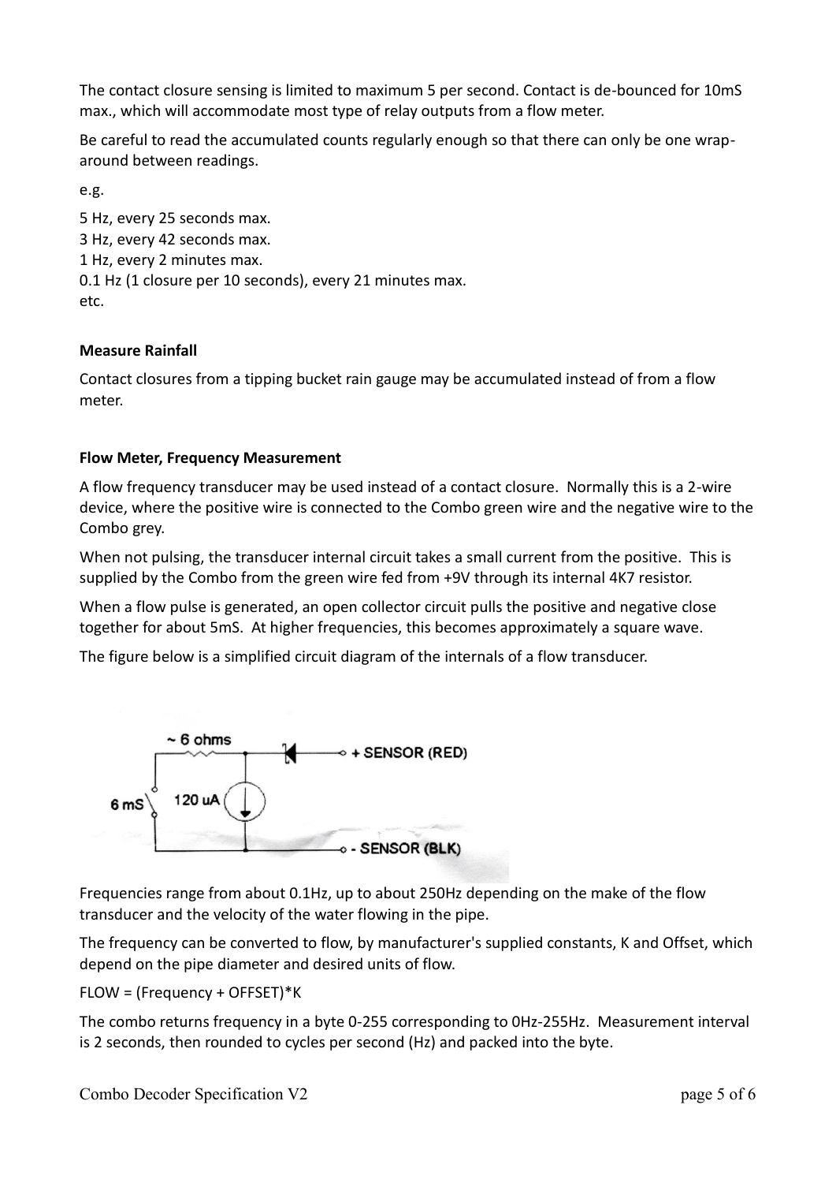The contact closure sensing is limited to maximum 5 per second. Contact is de-bounced for 10mS max., which will accommodate most type of relay outputs from a flow meter.

Be careful to read the accumulated counts regularly enough so that there can only be one wrap-around between readings.

e.g.

5 Hz, every 25 seconds max.
3 Hz, every 42 seconds max.
1 Hz, every 2 minutes max.
0.1 Hz (1 closure per 10 seconds), every 21 minutes max.
etc.

**Measure Rainfall**

Contact closures from a tipping bucket rain gauge may be accumulated instead of from a flow meter.

**Flow Meter, Frequency Measurement**

A flow frequency transducer may be used instead of a contact closure. Normally this is a 2-wire device, where the positive wire is connected to the Combo green wire and the negative wire to the Combo grey.

When not pulsing, the transducer internal circuit takes a small current from the positive. This is supplied by the Combo from the green wire fed from +9V through its internal 4K7 resistor.

When a flow pulse is generated, an open collector circuit pulls the positive and negative close together for about 5mS. At higher frequencies, this becomes approximately a square wave.

The figure below is a simplified circuit diagram of the internals of a flow transducer.

~ 6 ohms

6 mS

120 uA

+ SENSOR (RED)

- SENSOR (BLK)

Frequencies range from about 0.1Hz, up to about 250Hz depending on the make of the flow transducer and the velocity of the water flowing in the pipe.

The frequency can be converted to flow, by manufacturer's supplied constants, K and Offset, which depend on the pipe diameter and desired units of flow.

FLOW = (Frequency + OFFSET)*K

The combo returns frequency in a byte 0-255 corresponding to 0Hz-255Hz. Measurement interval is 2 seconds, then rounded to cycles per second (Hz) and packed into the byte.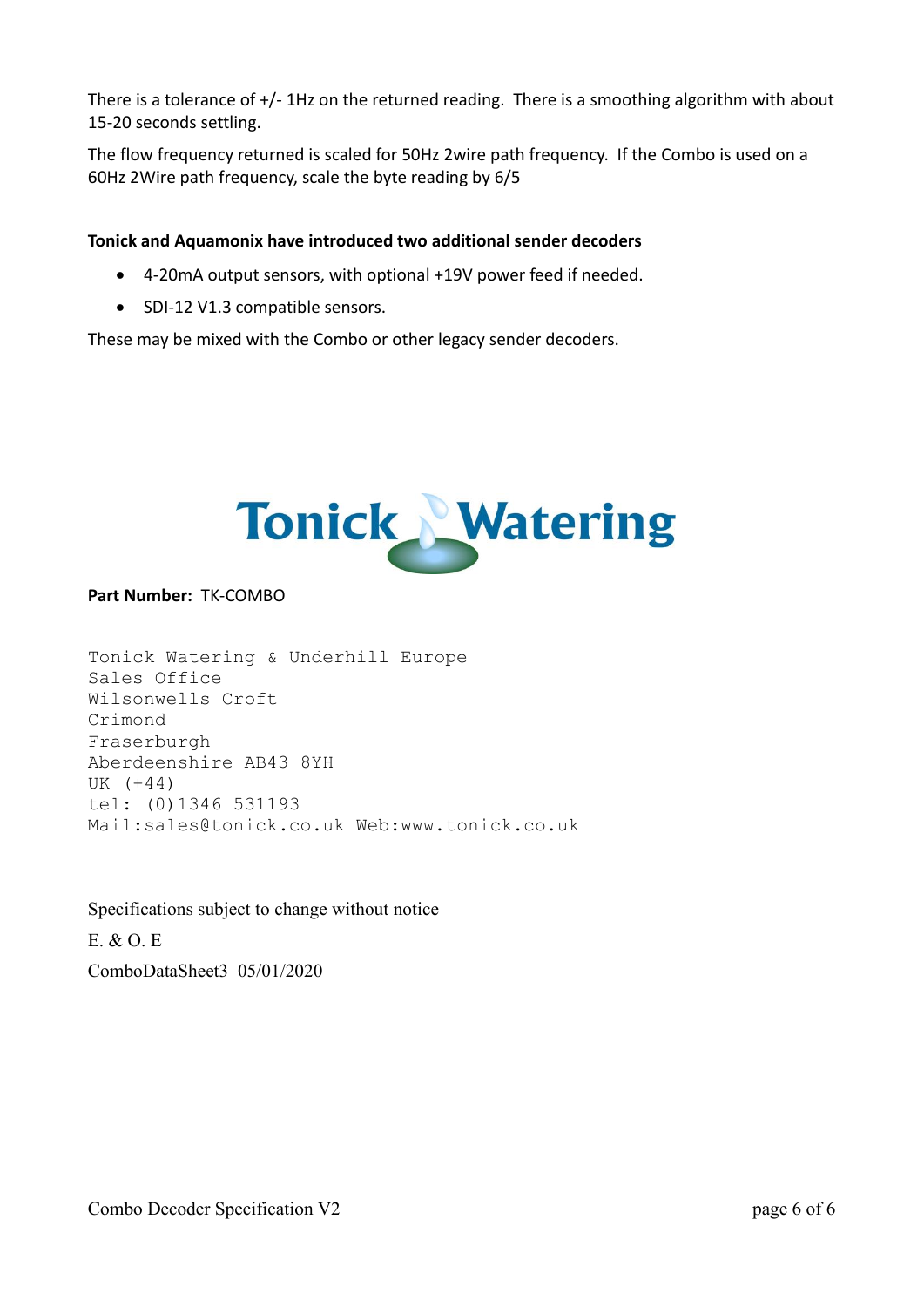There is a tolerance of +/- 1Hz on the returned reading. There is a smoothing algorithm with about 15-20 seconds settling.

The flow frequency returned is scaled for 50Hz 2wire path frequency. If the Combo is used on a 60Hz 2Wire path frequency, scale the byte reading by 6/5

**Tonick and Aquamonix have introduced two additional sender decoders**

- 4-20mA output sensors, with optional +19V power feed if needed.
- SDI-12 V1.3 compatible sensors.

These may be mixed with the Combo or other legacy sender decoders.

Tonick Watering

**Part Number:** TK-COMBO

```
Tonick Watering & Underhill Europe
Sales Office
Wilsonwells Croft
Crimond
Fraserburgh
Aberdeenshire AB43 8YH
UK (+44)
tel: (0)1346 531193
Mail:sales@tonick.co.uk Web:www.tonick.co.uk
```

Specifications subject to change without notice

E. & O. E

ComboDataSheet3 05/01/2020